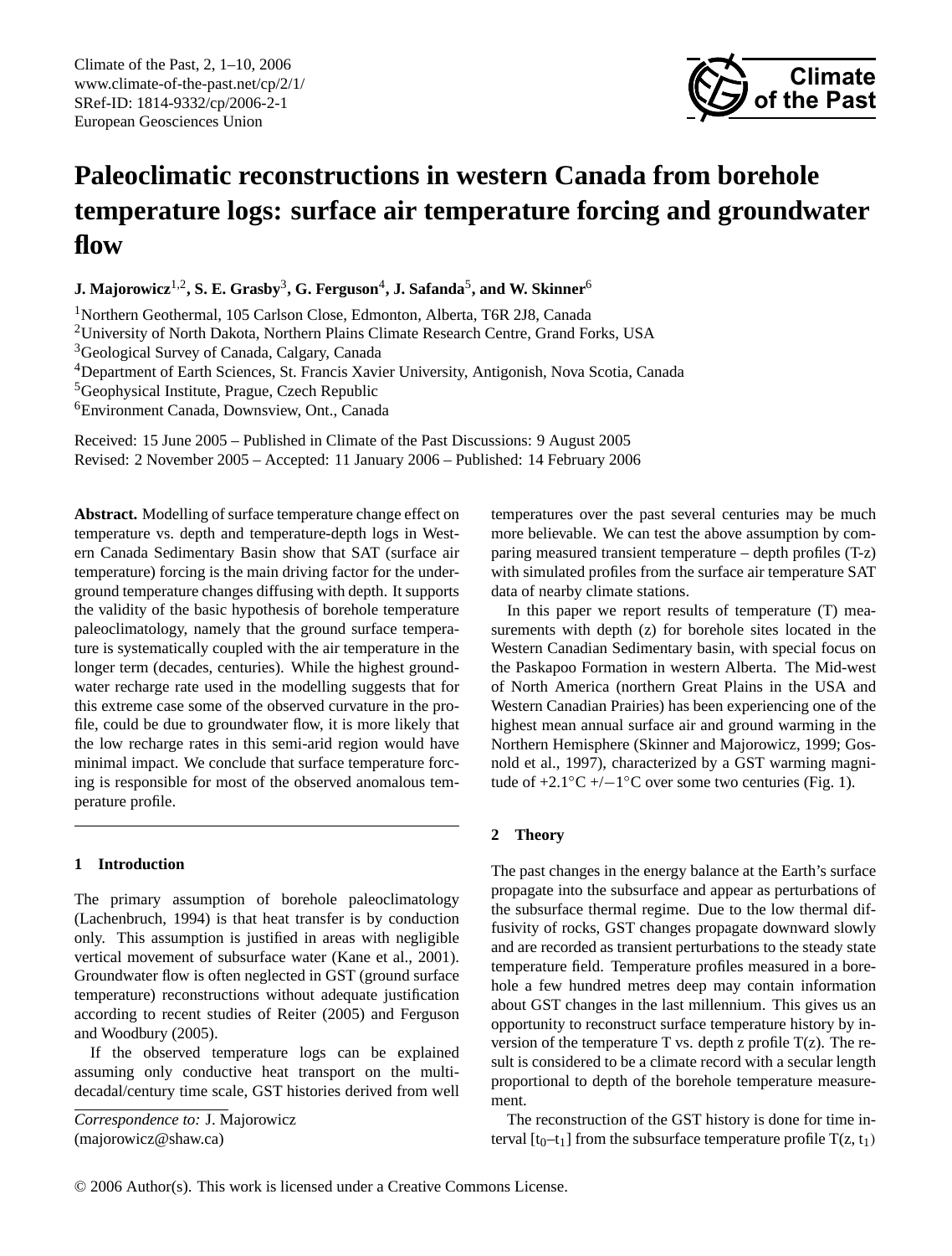# Paleoclimatic reconstructions in western Canada from borehole temperature logs: surface air temperature forcing and groundwater flow

**J. Majorowicz[1,2], S. E. Grasby[3], G. Ferguson[4], J. Safanda[5], and W. Skinner[6]**

[1]Northern Geothermal, 105 Carlson Close, Edmonton, Alberta, T6R 2J8, Canada
[2]University of North Dakota, Northern Plains Climate Research Centre, Grand Forks, USA
[3]Geological Survey of Canada, Calgary, Canada
[4]Department of Earth Sciences, St. Francis Xavier University, Antigonish, Nova Scotia, Canada
[5]Geophysical Institute, Prague, Czech Republic
[6]Environment Canada, Downsview, Ont., Canada

Received: 15 June 2005 – Published in Climate of the Past Discussions: 9 August 2005
Revised: 2 November 2005 – Accepted: 11 January 2006 – Published: 14 February 2006

**Abstract.** Modelling of surface temperature change effect on temperature vs. depth and temperature-depth logs in Western Canada Sedimentary Basin show that SAT (surface air temperature) forcing is the main driving factor for the underground temperature changes diffusing with depth. It supports the validity of the basic hypothesis of borehole temperature paleoclimatology, namely that the ground surface temperature is systematically coupled with the air temperature in the longer term (decades, centuries). While the highest groundwater recharge rate used in the modelling suggests that for this extreme case some of the observed curvature in the profile, could be due to groundwater flow, it is more likely that the low recharge rates in this semi-arid region would have minimal impact. We conclude that surface temperature forcing is responsible for most of the observed anomalous temperature profile.

## 1 Introduction

The primary assumption of borehole paleoclimatology (Lachenbruch, 1994) is that heat transfer is by conduction only. This assumption is justified in areas with negligible vertical movement of subsurface water (Kane et al., 2001). Groundwater flow is often neglected in GST (ground surface temperature) reconstructions without adequate justification according to recent studies of Reiter (2005) and Ferguson and Woodbury (2005).

If the observed temperature logs can be explained assuming only conductive heat transport on the multi-decadal/century time scale, GST histories derived from well temperatures over the past several centuries may be much more believable. We can test the above assumption by comparing measured transient temperature – depth profiles (T-z) with simulated profiles from the surface air temperature SAT data of nearby climate stations.

In this paper we report results of temperature (T) measurements with depth (z) for borehole sites located in the Western Canadian Sedimentary basin, with special focus on the Paskapoo Formation in western Alberta. The Mid-west of North America (northern Great Plains in the USA and Western Canadian Prairies) has been experiencing one of the highest mean annual surface air and ground warming in the Northern Hemisphere (Skinner and Majorowicz, 1999; Gosnold et al., 1997), characterized by a GST warming magnitude of +2.1°C +/−1°C over some two centuries (Fig. 1).

## 2 Theory

The past changes in the energy balance at the Earth's surface propagate into the subsurface and appear as perturbations of the subsurface thermal regime. Due to the low thermal diffusivity of rocks, GST changes propagate downward slowly and are recorded as transient perturbations to the steady state temperature field. Temperature profiles measured in a borehole a few hundred metres deep may contain information about GST changes in the last millennium. This gives us an opportunity to reconstruct surface temperature history by inversion of the temperature T vs. depth z profile T(z). The result is considered to be a climate record with a secular length proportional to depth of the borehole temperature measurement.

The reconstruction of the GST history is done for time interval [$t_0$–$t_1$] from the subsurface temperature profile T(z, $t_1$)

*Correspondence to:* J. Majorowicz
(majorowicz@shaw.ca)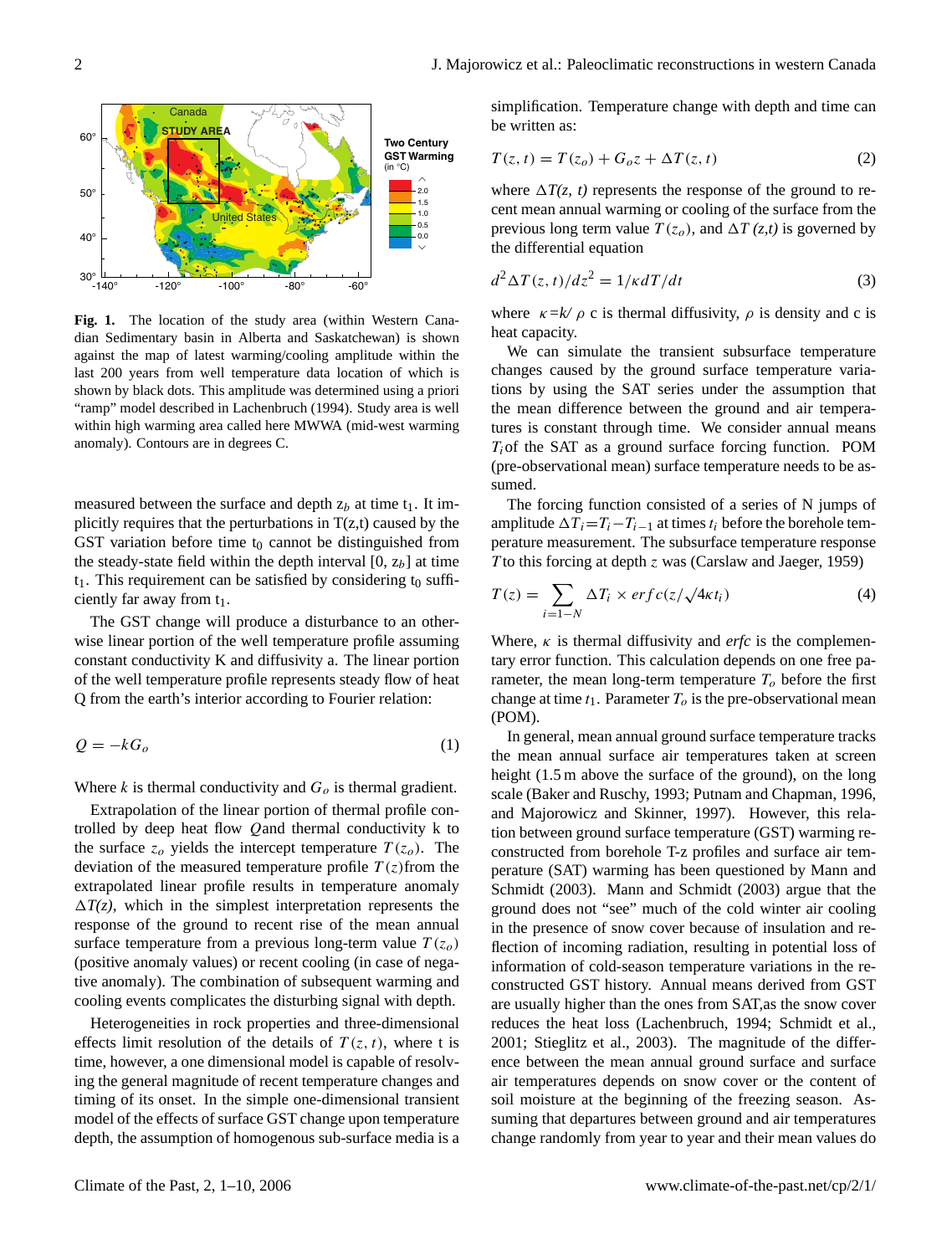**Fig. 1.** The location of the study area (within Western Canadian Sedimentary basin in Alberta and Saskatchewan) is shown against the map of latest warming/cooling amplitude within the last 200 years from well temperature data location of which is shown by black dots. This amplitude was determined using a priori "ramp" model described in Lachenbruch (1994). Study area is well within high warming area called here MWWA (mid-west warming anomaly). Contours are in degrees C.

measured between the surface and depth $z_b$ at time $t_1$. It implicitly requires that the perturbations in T(z,t) caused by the GST variation before time $t_0$ cannot be distinguished from the steady-state field within the depth interval [0, $z_b$] at time $t_1$. This requirement can be satisfied by considering $t_0$ sufficiently far away from $t_1$.

The GST change will produce a disturbance to an otherwise linear portion of the well temperature profile assuming constant conductivity K and diffusivity a. The linear portion of the well temperature profile represents steady flow of heat Q from the earth's interior according to Fourier relation:

$$Q = -kG_o \tag{1}$$

Where $k$ is thermal conductivity and $G_o$ is thermal gradient.

Extrapolation of the linear portion of thermal profile controlled by deep heat flow $Q$and thermal conductivity k to the surface $z_o$ yields the intercept temperature $T(z_o)$. The deviation of the measured temperature profile $T(z)$from the extrapolated linear profile results in temperature anomaly $\Delta T(z)$, which in the simplest interpretation represents the response of the ground to recent rise of the mean annual surface temperature from a previous long-term value $T(z_o)$ (positive anomaly values) or recent cooling (in case of negative anomaly). The combination of subsequent warming and cooling events complicates the disturbing signal with depth.

Heterogeneities in rock properties and three-dimensional effects limit resolution of the details of $T(z,t)$, where t is time, however, a one dimensional model is capable of resolving the general magnitude of recent temperature changes and timing of its onset. In the simple one-dimensional transient model of the effects of surface GST change upon temperature depth, the assumption of homogenous sub-surface media is a simplification. Temperature change with depth and time can be written as:

$$T(z,t) = T(z_o) + G_o z + \Delta T(z,t) \tag{2}$$

where $\Delta T(z, t)$ represents the response of the ground to recent mean annual warming or cooling of the surface from the previous long term value $T(z_o)$, and $\Delta T(z,t)$ is governed by the differential equation

$$d^2\Delta T(z,t)/dz^2 = 1/\kappa dT/dt \tag{3}$$

where $\kappa = k/\rho$ c is thermal diffusivity, $\rho$ is density and c is heat capacity.

We can simulate the transient subsurface temperature changes caused by the ground surface temperature variations by using the SAT series under the assumption that the mean difference between the ground and air temperatures is constant through time. We consider annual means $T_i$of the SAT as a ground surface forcing function. POM (pre-observational mean) surface temperature needs to be assumed.

The forcing function consisted of a series of N jumps of amplitude $\Delta T_i = T_i - T_{i-1}$ at times $t_i$ before the borehole temperature measurement. The subsurface temperature response $T$to this forcing at depth $z$ was (Carslaw and Jaeger, 1959)

$$T(z) = \sum_{i=1-N} \Delta T_i \times erfc(z/\sqrt{4\kappa t_i}) \tag{4}$$

Where, $\kappa$ is thermal diffusivity and *erfc* is the complementary error function. This calculation depends on one free parameter, the mean long-term temperature $T_o$ before the first change at time $t_1$. Parameter $T_o$ is the pre-observational mean (POM).

In general, mean annual ground surface temperature tracks the mean annual surface air temperatures taken at screen height (1.5 m above the surface of the ground), on the long scale (Baker and Ruschy, 1993; Putnam and Chapman, 1996, and Majorowicz and Skinner, 1997). However, this relation between ground surface temperature (GST) warming reconstructed from borehole T-z profiles and surface air temperature (SAT) warming has been questioned by Mann and Schmidt (2003). Mann and Schmidt (2003) argue that the ground does not "see" much of the cold winter air cooling in the presence of snow cover because of insulation and reflection of incoming radiation, resulting in potential loss of information of cold-season temperature variations in the reconstructed GST history. Annual means derived from GST are usually higher than the ones from SAT,as the snow cover reduces the heat loss (Lachenbruch, 1994; Schmidt et al., 2001; Stieglitz et al., 2003). The magnitude of the difference between the mean annual ground surface and surface air temperatures depends on snow cover or the content of soil moisture at the beginning of the freezing season. Assuming that departures between ground and air temperatures change randomly from year to year and their mean values do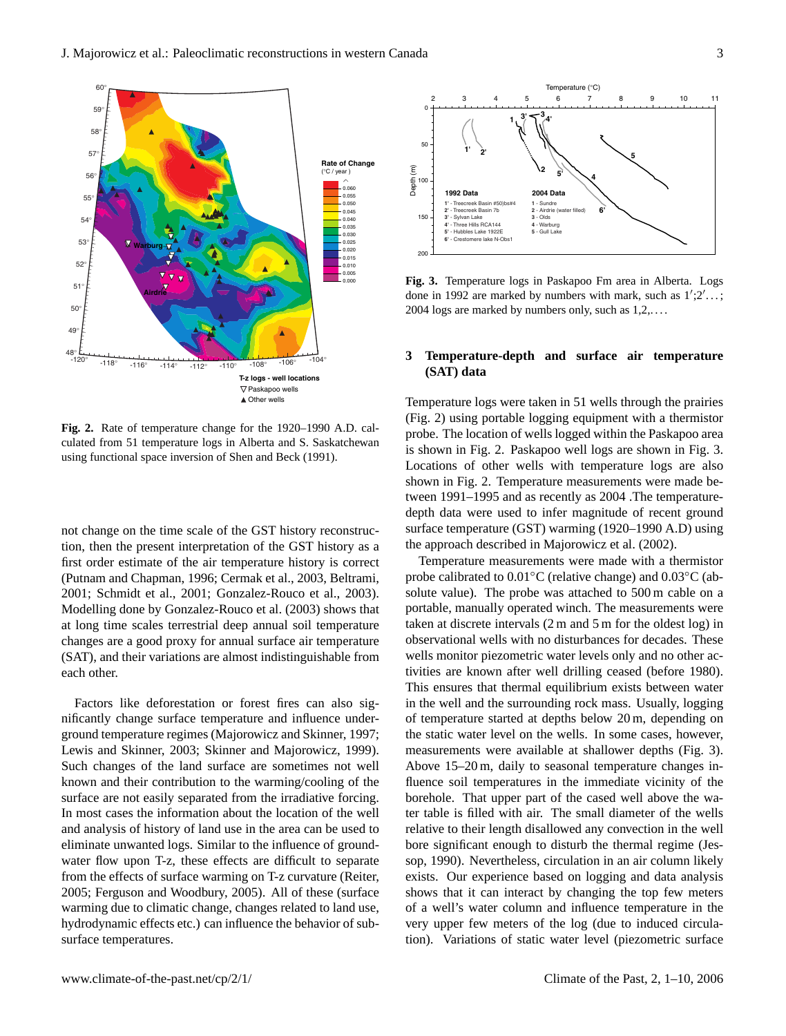Fig. 2. Rate of temperature change for the 1920–1990 A.D. calculated from 51 temperature logs in Alberta and S. Saskatchewan using functional space inversion of Shen and Beck (1991).

not change on the time scale of the GST history reconstruction, then the present interpretation of the GST history as a first order estimate of the air temperature history is correct (Putnam and Chapman, 1996; Cermak et al., 2003, Beltrami, 2001; Schmidt et al., 2001; Gonzalez-Rouco et al., 2003). Modelling done by Gonzalez-Rouco et al. (2003) shows that at long time scales terrestrial deep annual soil temperature changes are a good proxy for annual surface air temperature (SAT), and their variations are almost indistinguishable from each other.

Factors like deforestation or forest fires can also significantly change surface temperature and influence underground temperature regimes (Majorowicz and Skinner, 1997; Lewis and Skinner, 2003; Skinner and Majorowicz, 1999). Such changes of the land surface are sometimes not well known and their contribution to the warming/cooling of the surface are not easily separated from the irradiative forcing. In most cases the information about the location of the well and analysis of history of land use in the area can be used to eliminate unwanted logs. Similar to the influence of groundwater flow upon T-z, these effects are difficult to separate from the effects of surface warming on T-z curvature (Reiter, 2005; Ferguson and Woodbury, 2005). All of these (surface warming due to climatic change, changes related to land use, hydrodynamic effects etc.) can influence the behavior of subsurface temperatures.

Fig. 3. Temperature logs in Paskapoo Fm area in Alberta. Logs done in 1992 are marked by numbers with mark, such as 1′;2′...; 2004 logs are marked by numbers only, such as 1,2,....

## 3 Temperature-depth and surface air temperature (SAT) data

Temperature logs were taken in 51 wells through the prairies (Fig. 2) using portable logging equipment with a thermistor probe. The location of wells logged within the Paskapoo area is shown in Fig. 2. Paskapoo well logs are shown in Fig. 3. Locations of other wells with temperature logs are also shown in Fig. 2. Temperature measurements were made between 1991–1995 and as recently as 2004 .The temperature-depth data were used to infer magnitude of recent ground surface temperature (GST) warming (1920–1990 A.D) using the approach described in Majorowicz et al. (2002).

Temperature measurements were made with a thermistor probe calibrated to 0.01°C (relative change) and 0.03°C (absolute value). The probe was attached to 500 m cable on a portable, manually operated winch. The measurements were taken at discrete intervals (2 m and 5 m for the oldest log) in observational wells with no disturbances for decades. These wells monitor piezometric water levels only and no other activities are known after well drilling ceased (before 1980). This ensures that thermal equilibrium exists between water in the well and the surrounding rock mass. Usually, logging of temperature started at depths below 20 m, depending on the static water level on the wells. In some cases, however, measurements were available at shallower depths (Fig. 3). Above 15–20 m, daily to seasonal temperature changes influence soil temperatures in the immediate vicinity of the borehole. That upper part of the cased well above the water table is filled with air. The small diameter of the wells relative to their length disallowed any convection in the well bore significant enough to disturb the thermal regime (Jessop, 1990). Nevertheless, circulation in an air column likely exists. Our experience based on logging and data analysis shows that it can interact by changing the top few meters of a well's water column and influence temperature in the very upper few meters of the log (due to induced circulation). Variations of static water level (piezometric surface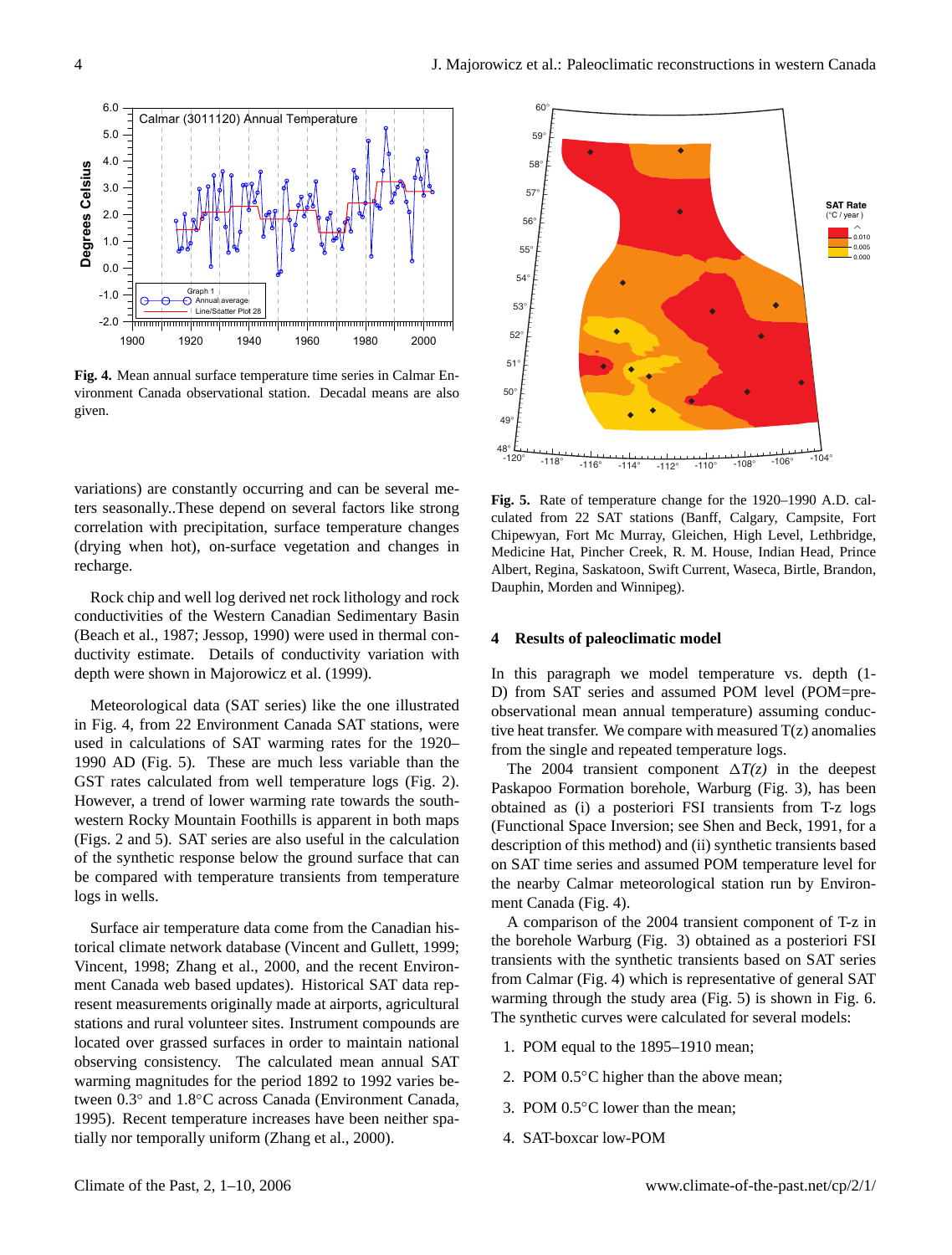**Fig. 4.** Mean annual surface temperature time series in Calmar Environment Canada observational station. Decadal means are also given.

**Fig. 5.** Rate of temperature change for the 1920–1990 A.D. calculated from 22 SAT stations (Banff, Calgary, Campsite, Fort Chipewyan, Fort Mc Murray, Gleichen, High Level, Lethbridge, Medicine Hat, Pincher Creek, R. M. House, Indian Head, Prince Albert, Regina, Saskatoon, Swift Current, Waseca, Birtle, Brandon, Dauphin, Morden and Winnipeg).

variations) are constantly occurring and can be several meters seasonally..These depend on several factors like strong correlation with precipitation, surface temperature changes (drying when hot), on-surface vegetation and changes in recharge.

Rock chip and well log derived net rock lithology and rock conductivities of the Western Canadian Sedimentary Basin (Beach et al., 1987; Jessop, 1990) were used in thermal conductivity estimate. Details of conductivity variation with depth were shown in Majorowicz et al. (1999).

Meteorological data (SAT series) like the one illustrated in Fig. 4, from 22 Environment Canada SAT stations, were used in calculations of SAT warming rates for the 1920–1990 AD (Fig. 5). These are much less variable than the GST rates calculated from well temperature logs (Fig. 2). However, a trend of lower warming rate towards the southwestern Rocky Mountain Foothills is apparent in both maps (Figs. 2 and 5). SAT series are also useful in the calculation of the synthetic response below the ground surface that can be compared with temperature transients from temperature logs in wells.

Surface air temperature data come from the Canadian historical climate network database (Vincent and Gullett, 1999; Vincent, 1998; Zhang et al., 2000, and the recent Environment Canada web based updates). Historical SAT data represent measurements originally made at airports, agricultural stations and rural volunteer sites. Instrument compounds are located over grassed surfaces in order to maintain national observing consistency. The calculated mean annual SAT warming magnitudes for the period 1892 to 1992 varies between 0.3° and 1.8°C across Canada (Environment Canada, 1995). Recent temperature increases have been neither spatially nor temporally uniform (Zhang et al., 2000).

## 4 Results of paleoclimatic model

In this paragraph we model temperature vs. depth (1-D) from SAT series and assumed POM level (POM=pre-observational mean annual temperature) assuming conductive heat transfer. We compare with measured T(z) anomalies from the single and repeated temperature logs.

The 2004 transient component $\Delta T(z)$ in the deepest Paskapoo Formation borehole, Warburg (Fig. 3), has been obtained as (i) a posteriori FSI transients from T-z logs (Functional Space Inversion; see Shen and Beck, 1991, for a description of this method) and (ii) synthetic transients based on SAT time series and assumed POM temperature level for the nearby Calmar meteorological station run by Environment Canada (Fig. 4).

A comparison of the 2004 transient component of T-z in the borehole Warburg (Fig. 3) obtained as a posteriori FSI transients with the synthetic transients based on SAT series from Calmar (Fig. 4) which is representative of general SAT warming through the study area (Fig. 5) is shown in Fig. 6. The synthetic curves were calculated for several models:

1. POM equal to the 1895–1910 mean;
2. POM 0.5°C higher than the above mean;
3. POM 0.5°C lower than the mean;
4. SAT-boxcar low-POM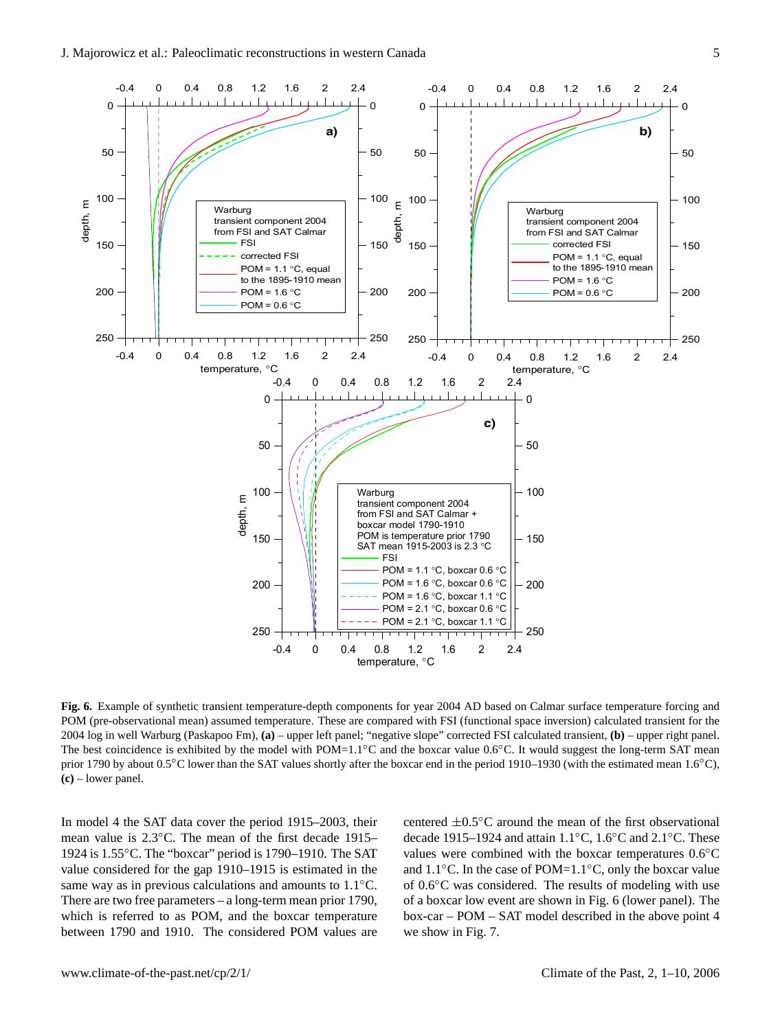**Fig. 6.** Example of synthetic transient temperature-depth components for year 2004 AD based on Calmar surface temperature forcing and POM (pre-observational mean) assumed temperature. These are compared with FSI (functional space inversion) calculated transient for the 2004 log in well Warburg (Paskapoo Fm), **(a)** – upper left panel; "negative slope" corrected FSI calculated transient, **(b)** – upper right panel. The best coincidence is exhibited by the model with POM=1.1°C and the boxcar value 0.6°C. It would suggest the long-term SAT mean prior 1790 by about 0.5°C lower than the SAT values shortly after the boxcar end in the period 1910–1930 (with the estimated mean 1.6°C), **(c)** – lower panel.

In model 4 the SAT data cover the period 1915–2003, their mean value is 2.3°C. The mean of the first decade 1915–1924 is 1.55°C. The "boxcar" period is 1790–1910. The SAT value considered for the gap 1910–1915 is estimated in the same way as in previous calculations and amounts to 1.1°C. There are two free parameters – a long-term mean prior 1790, which is referred to as POM, and the boxcar temperature between 1790 and 1910. The considered POM values are centered ±0.5°C around the mean of the first observational decade 1915–1924 and attain 1.1°C, 1.6°C and 2.1°C. These values were combined with the boxcar temperatures 0.6°C and 1.1°C. In the case of POM=1.1°C, only the boxcar value of 0.6°C was considered. The results of modeling with use of a boxcar low event are shown in Fig. 6 (lower panel). The box-car – POM – SAT model described in the above point 4 we show in Fig. 7.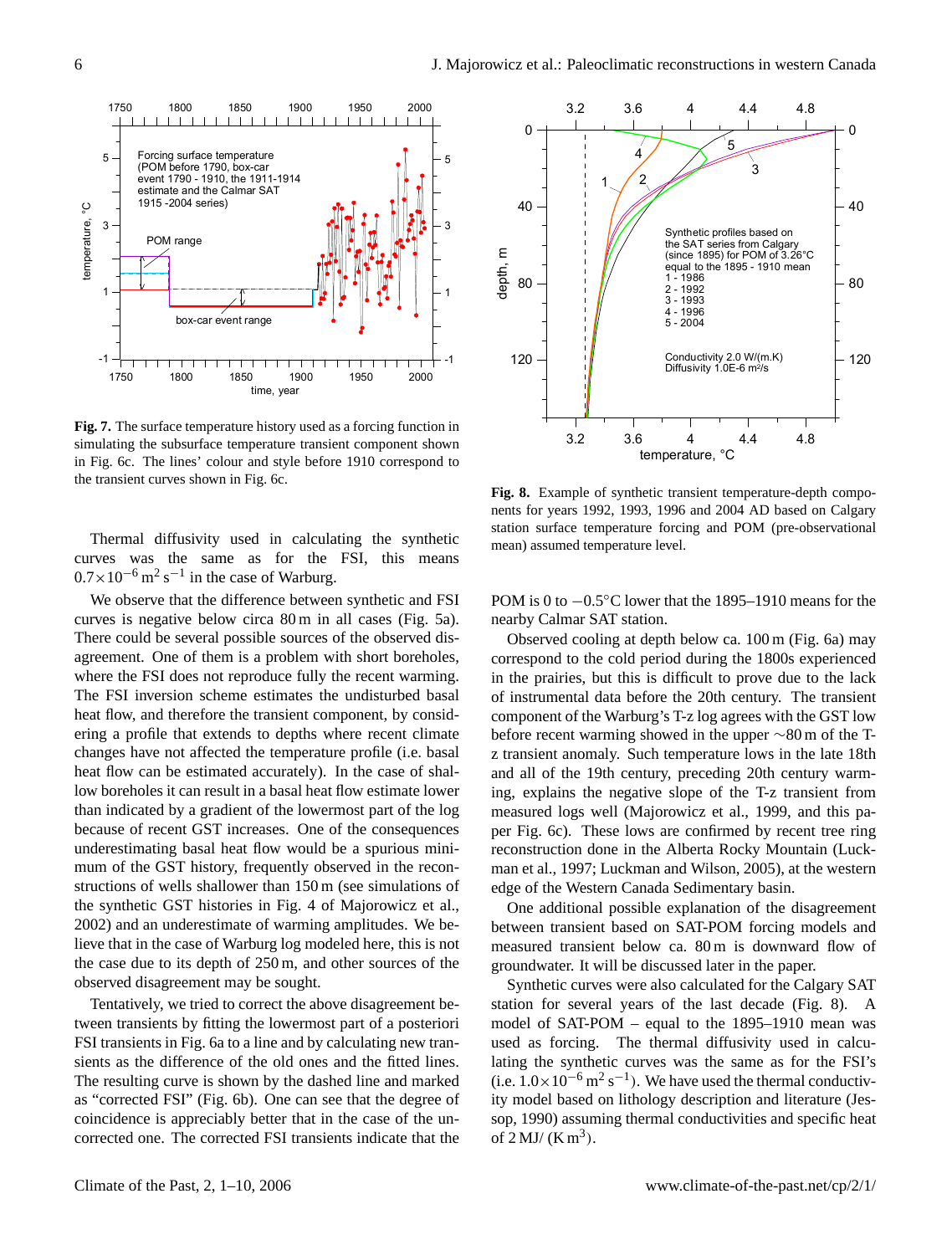**Fig. 7.** The surface temperature history used as a forcing function in simulating the subsurface temperature transient component shown in Fig. 6c. The lines' colour and style before 1910 correspond to the transient curves shown in Fig. 6c.

Thermal diffusivity used in calculating the synthetic curves was the same as for the FSI, this means $0.7\times10^{-6}\,\mathrm{m^2\,s^{-1}}$ in the case of Warburg.

We observe that the difference between synthetic and FSI curves is negative below circa 80 m in all cases (Fig. 5a). There could be several possible sources of the observed disagreement. One of them is a problem with short boreholes, where the FSI does not reproduce fully the recent warming. The FSI inversion scheme estimates the undisturbed basal heat flow, and therefore the transient component, by considering a profile that extends to depths where recent climate changes have not affected the temperature profile (i.e. basal heat flow can be estimated accurately). In the case of shallow boreholes it can result in a basal heat flow estimate lower than indicated by a gradient of the lowermost part of the log because of recent GST increases. One of the consequences underestimating basal heat flow would be a spurious minimum of the GST history, frequently observed in the reconstructions of wells shallower than 150 m (see simulations of the synthetic GST histories in Fig. 4 of Majorowicz et al., 2002) and an underestimate of warming amplitudes. We believe that in the case of Warburg log modeled here, this is not the case due to its depth of 250 m, and other sources of the observed disagreement may be sought.

Tentatively, we tried to correct the above disagreement between transients by fitting the lowermost part of a posteriori FSI transients in Fig. 6a to a line and by calculating new transients as the difference of the old ones and the fitted lines. The resulting curve is shown by the dashed line and marked as "corrected FSI" (Fig. 6b). One can see that the degree of coincidence is appreciably better that in the case of the uncorrected one. The corrected FSI transients indicate that the POM is 0 to $-0.5$°C lower that the 1895–1910 means for the nearby Calmar SAT station.

**Fig. 8.** Example of synthetic transient temperature-depth components for years 1992, 1993, 1996 and 2004 AD based on Calgary station surface temperature forcing and POM (pre-observational mean) assumed temperature level.

Observed cooling at depth below ca. 100 m (Fig. 6a) may correspond to the cold period during the 1800s experienced in the prairies, but this is difficult to prove due to the lack of instrumental data before the 20th century. The transient component of the Warburg's T-z log agrees with the GST low before recent warming showed in the upper ~80 m of the T-z transient anomaly. Such temperature lows in the late 18th and all of the 19th century, preceding 20th century warming, explains the negative slope of the T-z transient from measured logs well (Majorowicz et al., 1999, and this paper Fig. 6c). These lows are confirmed by recent tree ring reconstruction done in the Alberta Rocky Mountain (Luckman et al., 1997; Luckman and Wilson, 2005), at the western edge of the Western Canada Sedimentary basin.

One additional possible explanation of the disagreement between transient based on SAT-POM forcing models and measured transient below ca. 80 m is downward flow of groundwater. It will be discussed later in the paper.

Synthetic curves were also calculated for the Calgary SAT station for several years of the last decade (Fig. 8). A model of SAT-POM – equal to the 1895–1910 mean was used as forcing. The thermal diffusivity used in calculating the synthetic curves was the same as for the FSI's (i.e. $1.0\times10^{-6}\,\mathrm{m^2\,s^{-1}}$). We have used the thermal conductivity model based on lithology description and literature (Jessop, 1990) assuming thermal conductivities and specific heat of $2\,\mathrm{MJ/(K\,m^3)}$.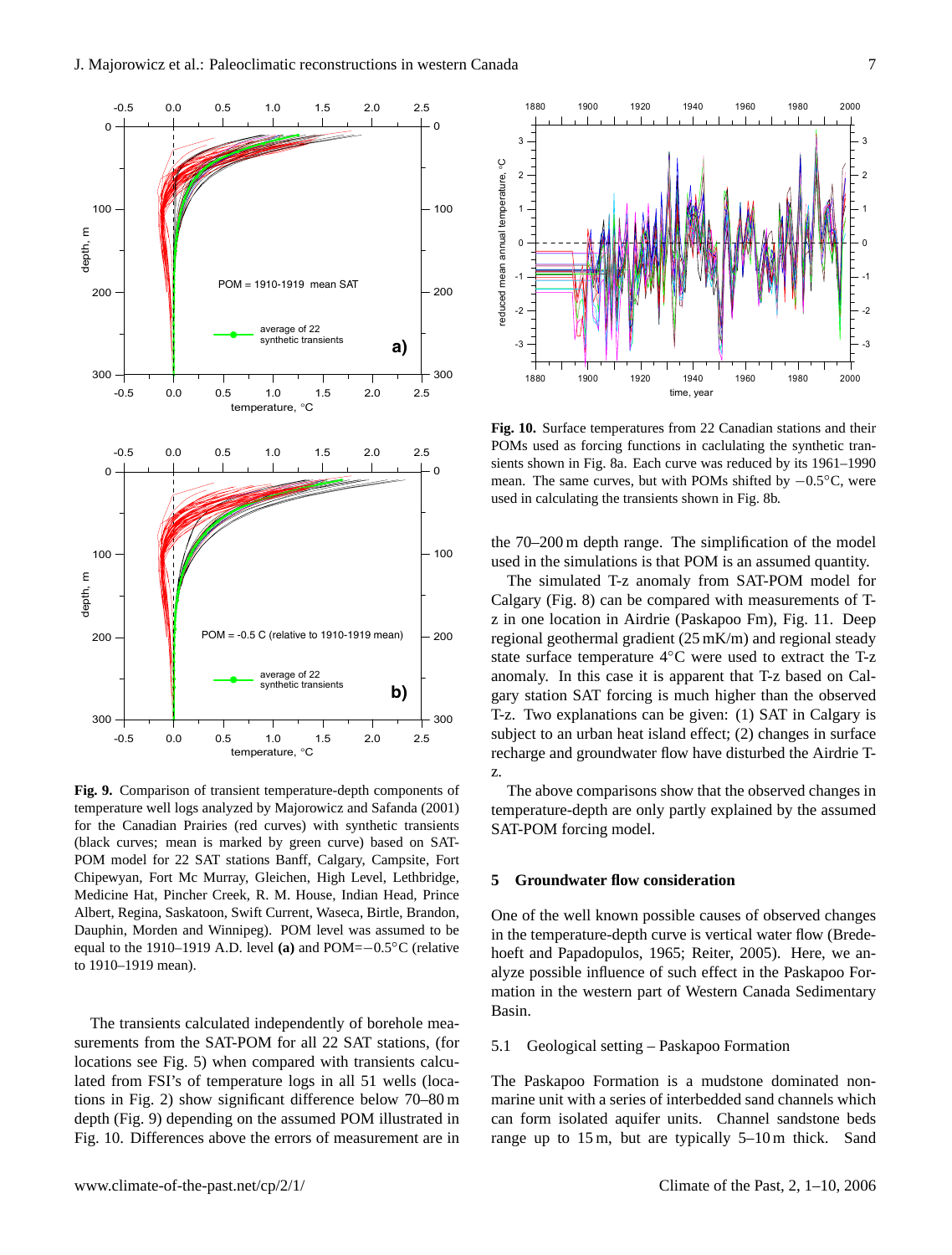**Fig. 9.** Comparison of transient temperature-depth components of temperature well logs analyzed by Majorowicz and Safanda (2001) for the Canadian Prairies (red curves) with synthetic transients (black curves; mean is marked by green curve) based on SAT-POM model for 22 SAT stations Banff, Calgary, Campsite, Fort Chipewyan, Fort Mc Murray, Gleichen, High Level, Lethbridge, Medicine Hat, Pincher Creek, R. M. House, Indian Head, Prince Albert, Regina, Saskatoon, Swift Current, Waseca, Birtle, Brandon, Dauphin, Morden and Winnipeg). POM level was assumed to be equal to the 1910–1919 A.D. level **(a)** and POM=−0.5°C (relative to 1910–1919 mean).

**Fig. 10.** Surface temperatures from 22 Canadian stations and their POMs used as forcing functions in caclulating the synthetic transients shown in Fig. 8a. Each curve was reduced by its 1961–1990 mean. The same curves, but with POMs shifted by −0.5°C, were used in calculating the transients shown in Fig. 8b.

The transients calculated independently of borehole measurements from the SAT-POM for all 22 SAT stations, (for locations see Fig. 5) when compared with transients calculated from FSI's of temperature logs in all 51 wells (locations in Fig. 2) show significant difference below 70–80 m depth (Fig. 9) depending on the assumed POM illustrated in Fig. 10. Differences above the errors of measurement are in the 70–200 m depth range. The simplification of the model used in the simulations is that POM is an assumed quantity.

The simulated T-z anomaly from SAT-POM model for Calgary (Fig. 8) can be compared with measurements of T-z in one location in Airdrie (Paskapoo Fm), Fig. 11. Deep regional geothermal gradient (25 mK/m) and regional steady state surface temperature 4°C were used to extract the T-z anomaly. In this case it is apparent that T-z based on Calgary station SAT forcing is much higher than the observed T-z. Two explanations can be given: (1) SAT in Calgary is subject to an urban heat island effect; (2) changes in surface recharge and groundwater flow have disturbed the Airdrie T-z.

The above comparisons show that the observed changes in temperature-depth are only partly explained by the assumed SAT-POM forcing model.

## 5 Groundwater flow consideration

One of the well known possible causes of observed changes in the temperature-depth curve is vertical water flow (Bredehoeft and Papadopulos, 1965; Reiter, 2005). Here, we analyze possible influence of such effect in the Paskapoo Formation in the western part of Western Canada Sedimentary Basin.

### 5.1 Geological setting – Paskapoo Formation

The Paskapoo Formation is a mudstone dominated non-marine unit with a series of interbedded sand channels which can form isolated aquifer units. Channel sandstone beds range up to 15 m, but are typically 5–10 m thick. Sand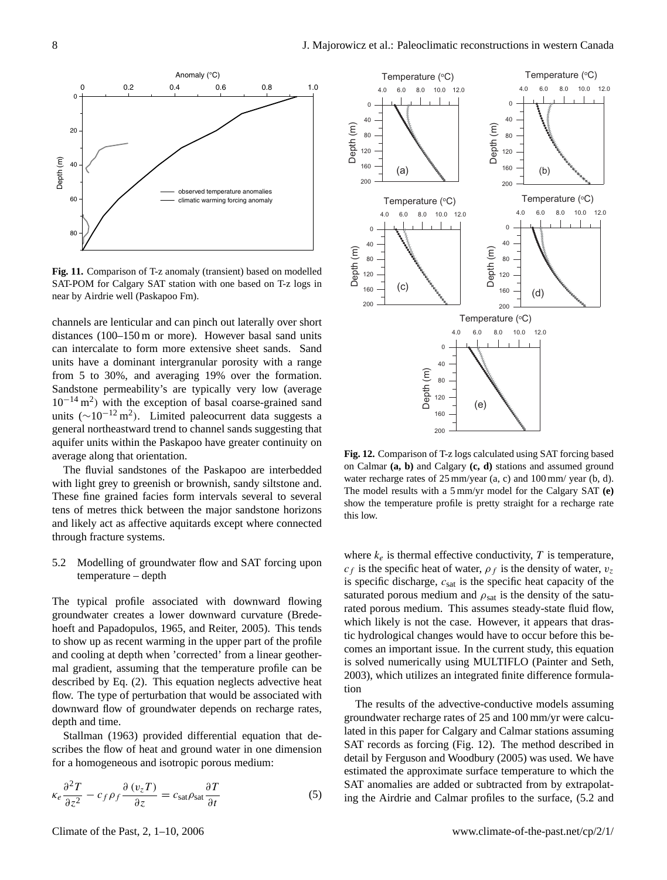**Fig. 11.** Comparison of T-z anomaly (transient) based on modelled SAT-POM for Calgary SAT station with one based on T-z logs in near by Airdrie well (Paskapoo Fm).

channels are lenticular and can pinch out laterally over short distances (100–150 m or more). However basal sand units can intercalate to form more extensive sheet sands. Sand units have a dominant intergranular porosity with a range from 5 to 30%, and averaging 19% over the formation. Sandstone permeability's are typically very low (average $10^{-14}\,\mathrm{m}^2$) with the exception of basal coarse-grained sand units ($\sim 10^{-12}\,\mathrm{m}^2$). Limited paleocurrent data suggests a general northeastward trend to channel sands suggesting that aquifer units within the Paskapoo have greater continuity on average along that orientation.

The fluvial sandstones of the Paskapoo are interbedded with light grey to greenish or brownish, sandy siltstone and. These fine grained facies form intervals several to several tens of metres thick between the major sandstone horizons and likely act as affective aquitards except where connected through fracture systems.

### 5.2 Modelling of groundwater flow and SAT forcing upon temperature – depth

The typical profile associated with downward flowing groundwater creates a lower downward curvature (Bredehoeft and Papadopulos, 1965, and Reiter, 2005). This tends to show up as recent warming in the upper part of the profile and cooling at depth when 'corrected' from a linear geothermal gradient, assuming that the temperature profile can be described by Eq. (2). This equation neglects advective heat flow. The type of perturbation that would be associated with downward flow of groundwater depends on recharge rates, depth and time.

Stallman (1963) provided differential equation that describes the flow of heat and ground water in one dimension for a homogeneous and isotropic porous medium:

$$\kappa_e \frac{\partial^2 T}{\partial z^2} - c_f \rho_f \frac{\partial (v_z T)}{\partial z} = c_{\mathrm{sat}} \rho_{\mathrm{sat}} \frac{\partial T}{\partial t} \qquad (5)$$

**Fig. 12.** Comparison of T-z logs calculated using SAT forcing based on Calmar **(a, b)** and Calgary **(c, d)** stations and assumed ground water recharge rates of 25 mm/year (a, c) and 100 mm/ year (b, d). The model results with a 5 mm/yr model for the Calgary SAT **(e)** show the temperature profile is pretty straight for a recharge rate this low.

where $k_e$ is thermal effective conductivity, $T$ is temperature, $c_f$ is the specific heat of water, $\rho_f$ is the density of water, $v_z$ is specific discharge, $c_{\mathrm{sat}}$ is the specific heat capacity of the saturated porous medium and $\rho_{\mathrm{sat}}$ is the density of the saturated porous medium. This assumes steady-state fluid flow, which likely is not the case. However, it appears that drastic hydrological changes would have to occur before this becomes an important issue. In the current study, this equation is solved numerically using MULTIFLO (Painter and Seth, 2003), which utilizes an integrated finite difference formulation

The results of the advective-conductive models assuming groundwater recharge rates of 25 and 100 mm/yr were calculated in this paper for Calgary and Calmar stations assuming SAT records as forcing (Fig. 12). The method described in detail by Ferguson and Woodbury (2005) was used. We have estimated the approximate surface temperature to which the SAT anomalies are added or subtracted from by extrapolating the Airdrie and Calmar profiles to the surface, (5.2 and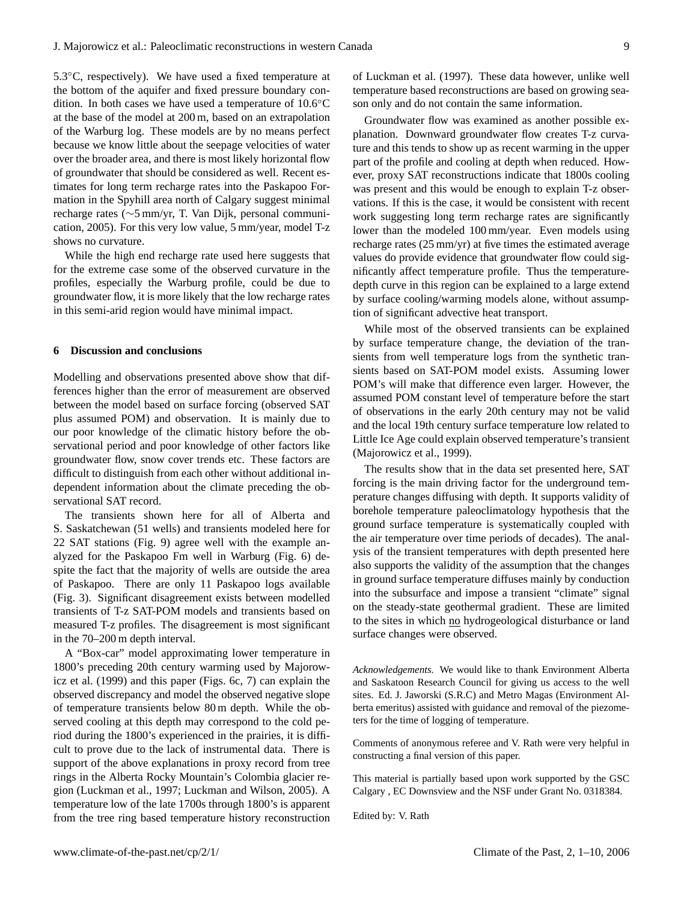5.3°C, respectively). We have used a fixed temperature at the bottom of the aquifer and fixed pressure boundary condition. In both cases we have used a temperature of 10.6°C at the base of the model at 200 m, based on an extrapolation of the Warburg log. These models are by no means perfect because we know little about the seepage velocities of water over the broader area, and there is most likely horizontal flow of groundwater that should be considered as well. Recent estimates for long term recharge rates into the Paskapoo Formation in the Spyhill area north of Calgary suggest minimal recharge rates (∼5 mm/yr, T. Van Dijk, personal communication, 2005). For this very low value, 5 mm/year, model T-z shows no curvature.

While the high end recharge rate used here suggests that for the extreme case some of the observed curvature in the profiles, especially the Warburg profile, could be due to groundwater flow, it is more likely that the low recharge rates in this semi-arid region would have minimal impact.

## 6 Discussion and conclusions

Modelling and observations presented above show that differences higher than the error of measurement are observed between the model based on surface forcing (observed SAT plus assumed POM) and observation. It is mainly due to our poor knowledge of the climatic history before the observational period and poor knowledge of other factors like groundwater flow, snow cover trends etc. These factors are difficult to distinguish from each other without additional independent information about the climate preceding the observational SAT record.

The transients shown here for all of Alberta and S. Saskatchewan (51 wells) and transients modeled here for 22 SAT stations (Fig. 9) agree well with the example analyzed for the Paskapoo Fm well in Warburg (Fig. 6) despite the fact that the majority of wells are outside the area of Paskapoo. There are only 11 Paskapoo logs available (Fig. 3). Significant disagreement exists between modelled transients of T-z SAT-POM models and transients based on measured T-z profiles. The disagreement is most significant in the 70–200 m depth interval.

A "Box-car" model approximating lower temperature in 1800's preceding 20th century warming used by Majorowicz et al. (1999) and this paper (Figs. 6c, 7) can explain the observed discrepancy and model the observed negative slope of temperature transients below 80 m depth. While the observed cooling at this depth may correspond to the cold period during the 1800's experienced in the prairies, it is difficult to prove due to the lack of instrumental data. There is support of the above explanations in proxy record from tree rings in the Alberta Rocky Mountain's Colombia glacier region (Luckman et al., 1997; Luckman and Wilson, 2005). A temperature low of the late 1700s through 1800's is apparent from the tree ring based temperature history reconstruction of Luckman et al. (1997). These data however, unlike well temperature based reconstructions are based on growing season only and do not contain the same information.

Groundwater flow was examined as another possible explanation. Downward groundwater flow creates T-z curvature and this tends to show up as recent warming in the upper part of the profile and cooling at depth when reduced. However, proxy SAT reconstructions indicate that 1800s cooling was present and this would be enough to explain T-z observations. If this is the case, it would be consistent with recent work suggesting long term recharge rates are significantly lower than the modeled 100 mm/year. Even models using recharge rates (25 mm/yr) at five times the estimated average values do provide evidence that groundwater flow could significantly affect temperature profile. Thus the temperature-depth curve in this region can be explained to a large extend by surface cooling/warming models alone, without assumption of significant advective heat transport.

While most of the observed transients can be explained by surface temperature change, the deviation of the transients from well temperature logs from the synthetic transients based on SAT-POM model exists. Assuming lower POM's will make that difference even larger. However, the assumed POM constant level of temperature before the start of observations in the early 20th century may not be valid and the local 19th century surface temperature low related to Little Ice Age could explain observed temperature's transient (Majorowicz et al., 1999).

The results show that in the data set presented here, SAT forcing is the main driving factor for the underground temperature changes diffusing with depth. It supports validity of borehole temperature paleoclimatology hypothesis that the ground surface temperature is systematically coupled with the air temperature over time periods of decades). The analysis of the transient temperatures with depth presented here also supports the validity of the assumption that the changes in ground surface temperature diffuses mainly by conduction into the subsurface and impose a transient "climate" signal on the steady-state geothermal gradient. These are limited to the sites in which no hydrogeological disturbance or land surface changes were observed.

*Acknowledgements.* We would like to thank Environment Alberta and Saskatoon Research Council for giving us access to the well sites. Ed. J. Jaworski (S.R.C) and Metro Magas (Environment Alberta emeritus) assisted with guidance and removal of the piezometers for the time of logging of temperature.

Comments of anonymous referee and V. Rath were very helpful in constructing a final version of this paper.

This material is partially based upon work supported by the GSC Calgary , EC Downsview and the NSF under Grant No. 0318384.

Edited by: V. Rath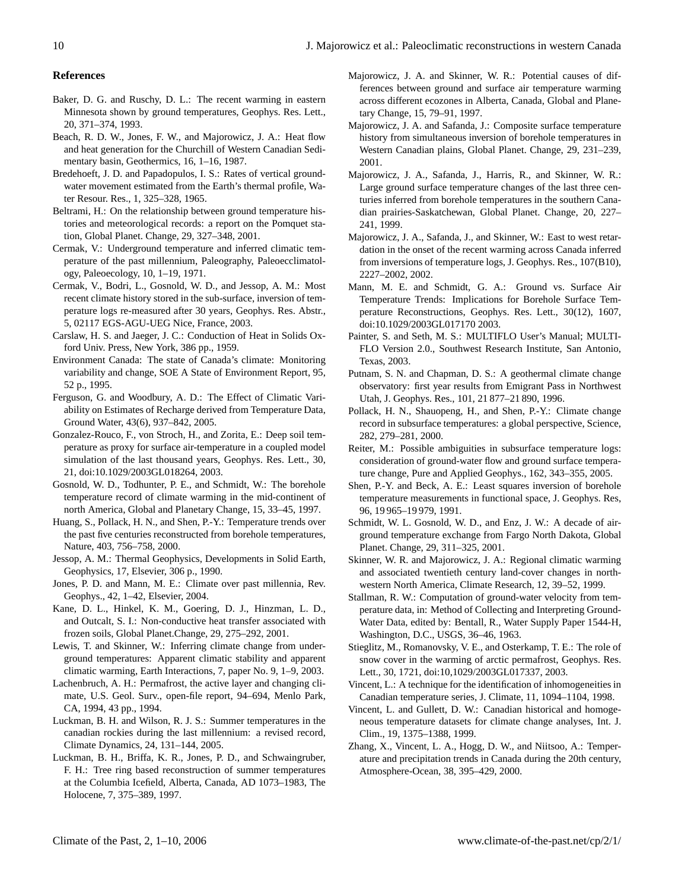## References

Baker, D. G. and Ruschy, D. L.: The recent warming in eastern Minnesota shown by ground temperatures, Geophys. Res. Lett., 20, 371–374, 1993.

Beach, R. D. W., Jones, F. W., and Majorowicz, J. A.: Heat flow and heat generation for the Churchill of Western Canadian Sedimentary basin, Geothermics, 16, 1–16, 1987.

Bredehoeft, J. D. and Papadopulos, I. S.: Rates of vertical groundwater movement estimated from the Earth's thermal profile, Water Resour. Res., 1, 325–328, 1965.

Beltrami, H.: On the relationship between ground temperature histories and meteorological records: a report on the Pomquet station, Global Planet. Change, 29, 327–348, 2001.

Cermak, V.: Underground temperature and inferred climatic temperature of the past millennium, Paleography, Paleoecclimatology, Paleoecology, 10, 1–19, 1971.

Cermak, V., Bodri, L., Gosnold, W. D., and Jessop, A. M.: Most recent climate history stored in the sub-surface, inversion of temperature logs re-measured after 30 years, Geophys. Res. Abstr., 5, 02117 EGS-AGU-UEG Nice, France, 2003.

Carslaw, H. S. and Jaeger, J. C.: Conduction of Heat in Solids Oxford Univ. Press, New York, 386 pp., 1959.

Environment Canada: The state of Canada's climate: Monitoring variability and change, SOE A State of Environment Report, 95, 52 p., 1995.

Ferguson, G. and Woodbury, A. D.: The Effect of Climatic Variability on Estimates of Recharge derived from Temperature Data, Ground Water, 43(6), 937–842, 2005.

Gonzalez-Rouco, F., von Stroch, H., and Zorita, E.: Deep soil temperature as proxy for surface air-temperature in a coupled model simulation of the last thousand years, Geophys. Res. Lett., 30, 21, doi:10.1029/2003GL018264, 2003.

Gosnold, W. D., Todhunter, P. E., and Schmidt, W.: The borehole temperature record of climate warming in the mid-continent of north America, Global and Planetary Change, 15, 33–45, 1997.

Huang, S., Pollack, H. N., and Shen, P.-Y.: Temperature trends over the past five centuries reconstructed from borehole temperatures, Nature, 403, 756–758, 2000.

Jessop, A. M.: Thermal Geophysics, Developments in Solid Earth, Geophysics, 17, Elsevier, 306 p., 1990.

Jones, P. D. and Mann, M. E.: Climate over past millennia, Rev. Geophys., 42, 1–42, Elsevier, 2004.

Kane, D. L., Hinkel, K. M., Goering, D. J., Hinzman, L. D., and Outcalt, S. I.: Non-conductive heat transfer associated with frozen soils, Global Planet.Change, 29, 275–292, 2001.

Lewis, T. and Skinner, W.: Inferring climate change from underground temperatures: Apparent climatic stability and apparent climatic warming, Earth Interactions, 7, paper No. 9, 1–9, 2003.

Lachenbruch, A. H.: Permafrost, the active layer and changing climate, U.S. Geol. Surv., open-file report, 94–694, Menlo Park, CA, 1994, 43 pp., 1994.

Luckman, B. H. and Wilson, R. J. S.: Summer temperatures in the canadian rockies during the last millennium: a revised record, Climate Dynamics, 24, 131–144, 2005.

Luckman, B. H., Briffa, K. R., Jones, P. D., and Schwaingruber, F. H.: Tree ring based reconstruction of summer temperatures at the Columbia Icefield, Alberta, Canada, AD 1073–1983, The Holocene, 7, 375–389, 1997.

Majorowicz, J. A. and Skinner, W. R.: Potential causes of differences between ground and surface air temperature warming across different ecozones in Alberta, Canada, Global and Planetary Change, 15, 79–91, 1997.

Majorowicz, J. A. and Safanda, J.: Composite surface temperature history from simultaneous inversion of borehole temperatures in Western Canadian plains, Global Planet. Change, 29, 231–239, 2001.

Majorowicz, J. A., Safanda, J., Harris, R., and Skinner, W. R.: Large ground surface temperature changes of the last three centuries inferred from borehole temperatures in the southern Canadian prairies-Saskatchewan, Global Planet. Change, 20, 227–241, 1999.

Majorowicz, J. A., Safanda, J., and Skinner, W.: East to west retardation in the onset of the recent warming across Canada inferred from inversions of temperature logs, J. Geophys. Res., 107(B10), 2227–2002, 2002.

Mann, M. E. and Schmidt, G. A.: Ground vs. Surface Air Temperature Trends: Implications for Borehole Surface Temperature Reconstructions, Geophys. Res. Lett., 30(12), 1607, doi:10.1029/2003GL017170 2003.

Painter, S. and Seth, M. S.: MULTIFLO User's Manual; MULTIFLO Version 2.0., Southwest Research Institute, San Antonio, Texas, 2003.

Putnam, S. N. and Chapman, D. S.: A geothermal climate change observatory: first year results from Emigrant Pass in Northwest Utah, J. Geophys. Res., 101, 21 877–21 890, 1996.

Pollack, H. N., Shauopeng, H., and Shen, P.-Y.: Climate change record in subsurface temperatures: a global perspective, Science, 282, 279–281, 2000.

Reiter, M.: Possible ambiguities in subsurface temperature logs: consideration of ground-water flow and ground surface temperature change, Pure and Applied Geophys., 162, 343–355, 2005.

Shen, P.-Y. and Beck, A. E.: Least squares inversion of borehole temperature measurements in functional space, J. Geophys. Res, 96, 19 965–19 979, 1991.

Schmidt, W. L. Gosnold, W. D., and Enz, J. W.: A decade of air-ground temperature exchange from Fargo North Dakota, Global Planet. Change, 29, 311–325, 2001.

Skinner, W. R. and Majorowicz, J. A.: Regional climatic warming and associated twentieth century land-cover changes in northwestern North America, Climate Research, 12, 39–52, 1999.

Stallman, R. W.: Computation of ground-water velocity from temperature data, in: Method of Collecting and Interpreting Ground-Water Data, edited by: Bentall, R., Water Supply Paper 1544-H, Washington, D.C., USGS, 36–46, 1963.

Stieglitz, M., Romanovsky, V. E., and Osterkamp, T. E.: The role of snow cover in the warming of arctic permafrost, Geophys. Res. Lett., 30, 1721, doi:10,1029/2003GL017337, 2003.

Vincent, L.: A technique for the identification of inhomogeneities in Canadian temperature series, J. Climate, 11, 1094–1104, 1998.

Vincent, L. and Gullett, D. W.: Canadian historical and homogeneous temperature datasets for climate change analyses, Int. J. Clim., 19, 1375–1388, 1999.

Zhang, X., Vincent, L. A., Hogg, D. W., and Niitsoo, A.: Temperature and precipitation trends in Canada during the 20th century, Atmosphere-Ocean, 38, 395–429, 2000.